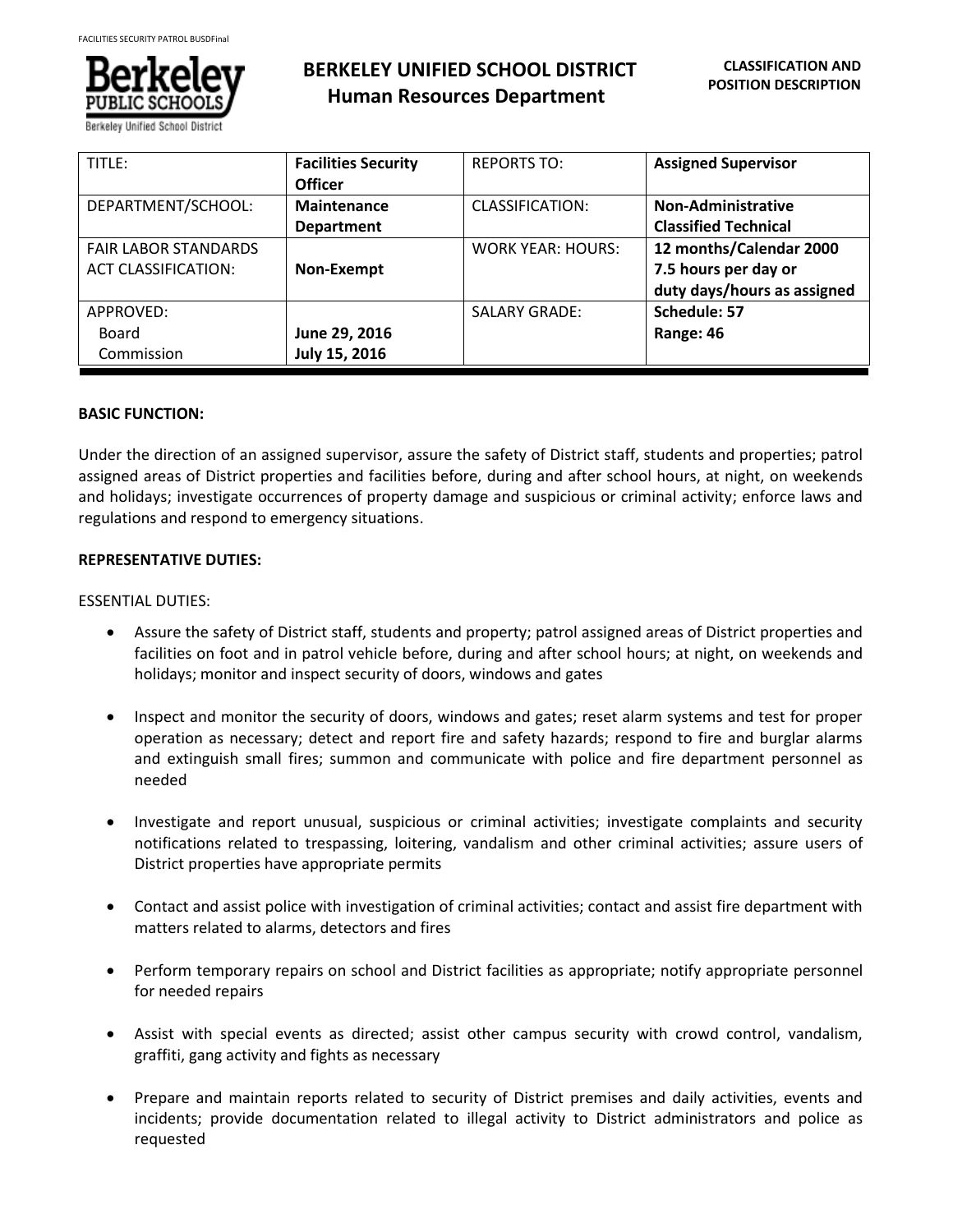# BERKELEY UNIFIED SCHOOL DISTRICT
## Human Resources Department

**CLASSIFICATION AND POSITION DESCRIPTION**

| TITLE: | **Facilities Security Officer** | REPORTS TO: | **Assigned Supervisor** |
|---|---|---|---|
| DEPARTMENT/SCHOOL: | **Maintenance Department** | CLASSIFICATION: | **Non-Administrative Classified Technical** |
| FAIR LABOR STANDARDS ACT CLASSIFICATION: | **Non-Exempt** | WORK YEAR: HOURS: | **12 months/Calendar 2000 7.5 hours per day or duty days/hours as assigned** |
| APPROVED: Board Commission | **June 29, 2016 July 15, 2016** | SALARY GRADE: | **Schedule: 57 Range: 46** |

**BASIC FUNCTION:**

Under the direction of an assigned supervisor, assure the safety of District staff, students and properties; patrol assigned areas of District properties and facilities before, during and after school hours, at night, on weekends and holidays; investigate occurrences of property damage and suspicious or criminal activity; enforce laws and regulations and respond to emergency situations.

**REPRESENTATIVE DUTIES:**

ESSENTIAL DUTIES:

- Assure the safety of District staff, students and property; patrol assigned areas of District properties and facilities on foot and in patrol vehicle before, during and after school hours; at night, on weekends and holidays; monitor and inspect security of doors, windows and gates
- Inspect and monitor the security of doors, windows and gates; reset alarm systems and test for proper operation as necessary; detect and report fire and safety hazards; respond to fire and burglar alarms and extinguish small fires; summon and communicate with police and fire department personnel as needed
- Investigate and report unusual, suspicious or criminal activities; investigate complaints and security notifications related to trespassing, loitering, vandalism and other criminal activities; assure users of District properties have appropriate permits
- Contact and assist police with investigation of criminal activities; contact and assist fire department with matters related to alarms, detectors and fires
- Perform temporary repairs on school and District facilities as appropriate; notify appropriate personnel for needed repairs
- Assist with special events as directed; assist other campus security with crowd control, vandalism, graffiti, gang activity and fights as necessary
- Prepare and maintain reports related to security of District premises and daily activities, events and incidents; provide documentation related to illegal activity to District administrators and police as requested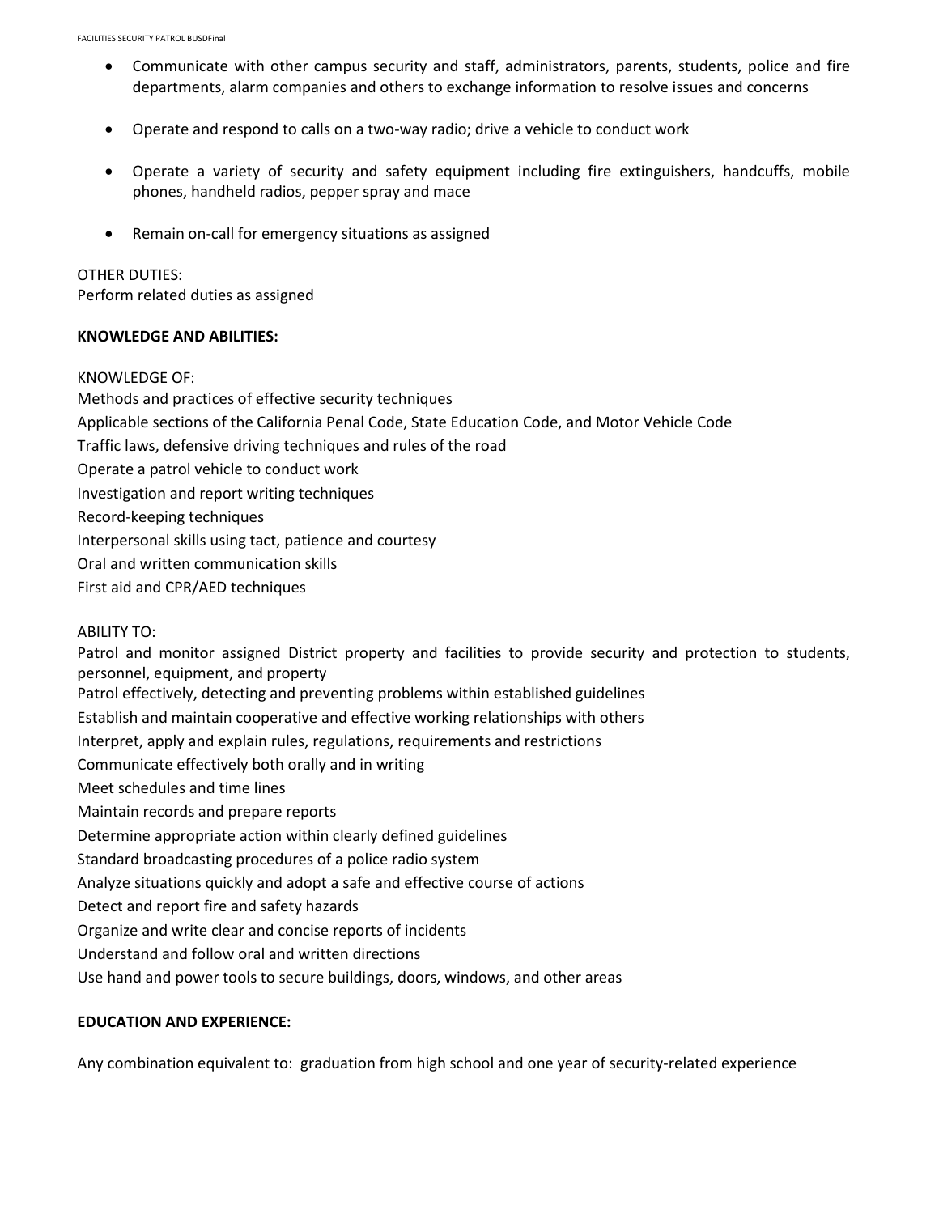- Communicate with other campus security and staff, administrators, parents, students, police and fire departments, alarm companies and others to exchange information to resolve issues and concerns

- Operate and respond to calls on a two-way radio; drive a vehicle to conduct work

- Operate a variety of security and safety equipment including fire extinguishers, handcuffs, mobile phones, handheld radios, pepper spray and mace

- Remain on-call for emergency situations as assigned

OTHER DUTIES:
Perform related duties as assigned

**KNOWLEDGE AND ABILITIES:**

KNOWLEDGE OF:
Methods and practices of effective security techniques
Applicable sections of the California Penal Code, State Education Code, and Motor Vehicle Code
Traffic laws, defensive driving techniques and rules of the road
Operate a patrol vehicle to conduct work
Investigation and report writing techniques
Record-keeping techniques
Interpersonal skills using tact, patience and courtesy
Oral and written communication skills
First aid and CPR/AED techniques

ABILITY TO:
Patrol and monitor assigned District property and facilities to provide security and protection to students, personnel, equipment, and property
Patrol effectively, detecting and preventing problems within established guidelines
Establish and maintain cooperative and effective working relationships with others
Interpret, apply and explain rules, regulations, requirements and restrictions
Communicate effectively both orally and in writing
Meet schedules and time lines
Maintain records and prepare reports
Determine appropriate action within clearly defined guidelines
Standard broadcasting procedures of a police radio system
Analyze situations quickly and adopt a safe and effective course of actions
Detect and report fire and safety hazards
Organize and write clear and concise reports of incidents
Understand and follow oral and written directions
Use hand and power tools to secure buildings, doors, windows, and other areas

**EDUCATION AND EXPERIENCE:**

Any combination equivalent to: graduation from high school and one year of security-related experience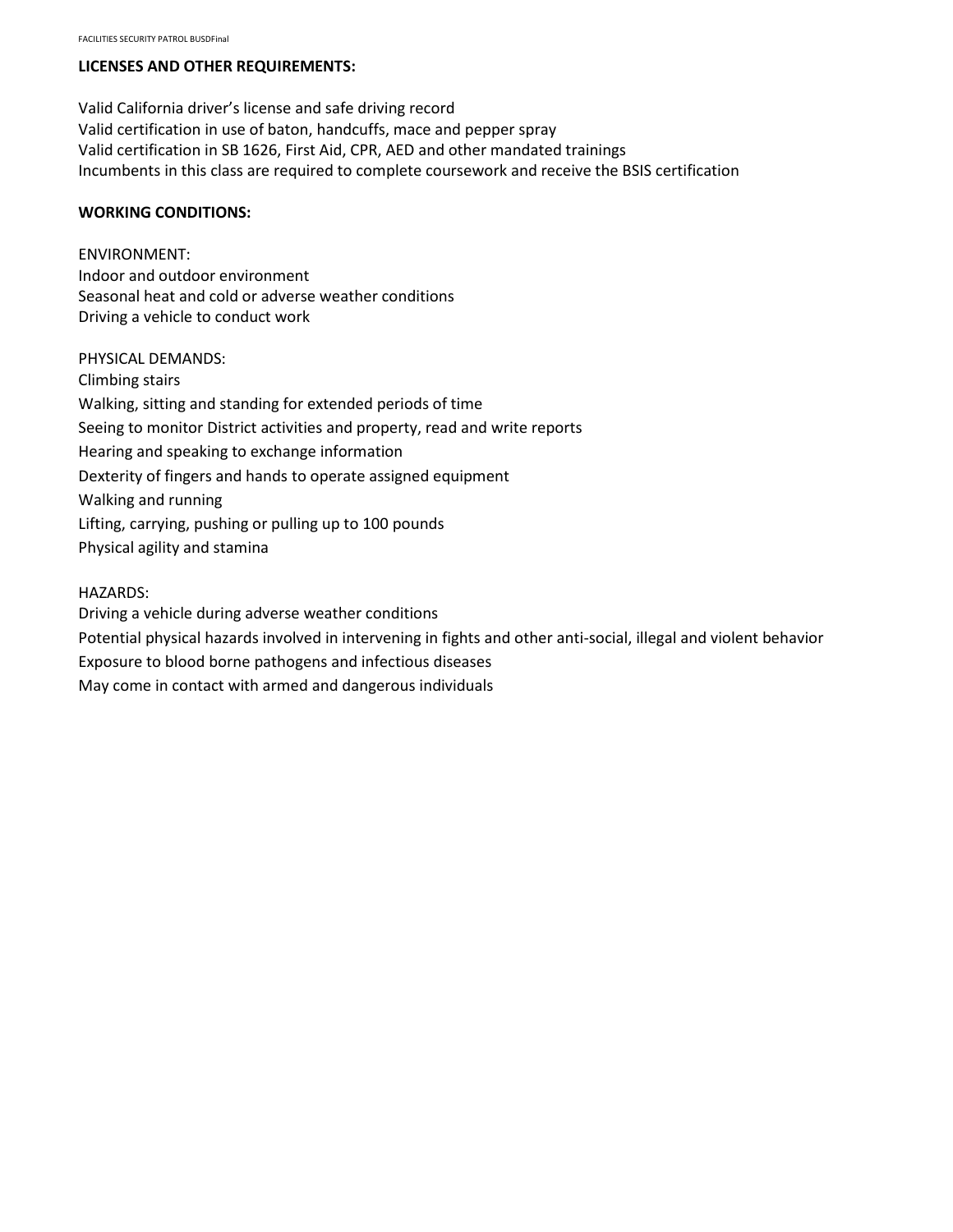**LICENSES AND OTHER REQUIREMENTS:**

Valid California driver's license and safe driving record
Valid certification in use of baton, handcuffs, mace and pepper spray
Valid certification in SB 1626, First Aid, CPR, AED and other mandated trainings
Incumbents in this class are required to complete coursework and receive the BSIS certification

**WORKING CONDITIONS:**

ENVIRONMENT:
Indoor and outdoor environment
Seasonal heat and cold or adverse weather conditions
Driving a vehicle to conduct work

PHYSICAL DEMANDS:
Climbing stairs
Walking, sitting and standing for extended periods of time
Seeing to monitor District activities and property, read and write reports
Hearing and speaking to exchange information
Dexterity of fingers and hands to operate assigned equipment
Walking and running
Lifting, carrying, pushing or pulling up to 100 pounds
Physical agility and stamina

HAZARDS:
Driving a vehicle during adverse weather conditions
Potential physical hazards involved in intervening in fights and other anti-social, illegal and violent behavior
Exposure to blood borne pathogens and infectious diseases
May come in contact with armed and dangerous individuals